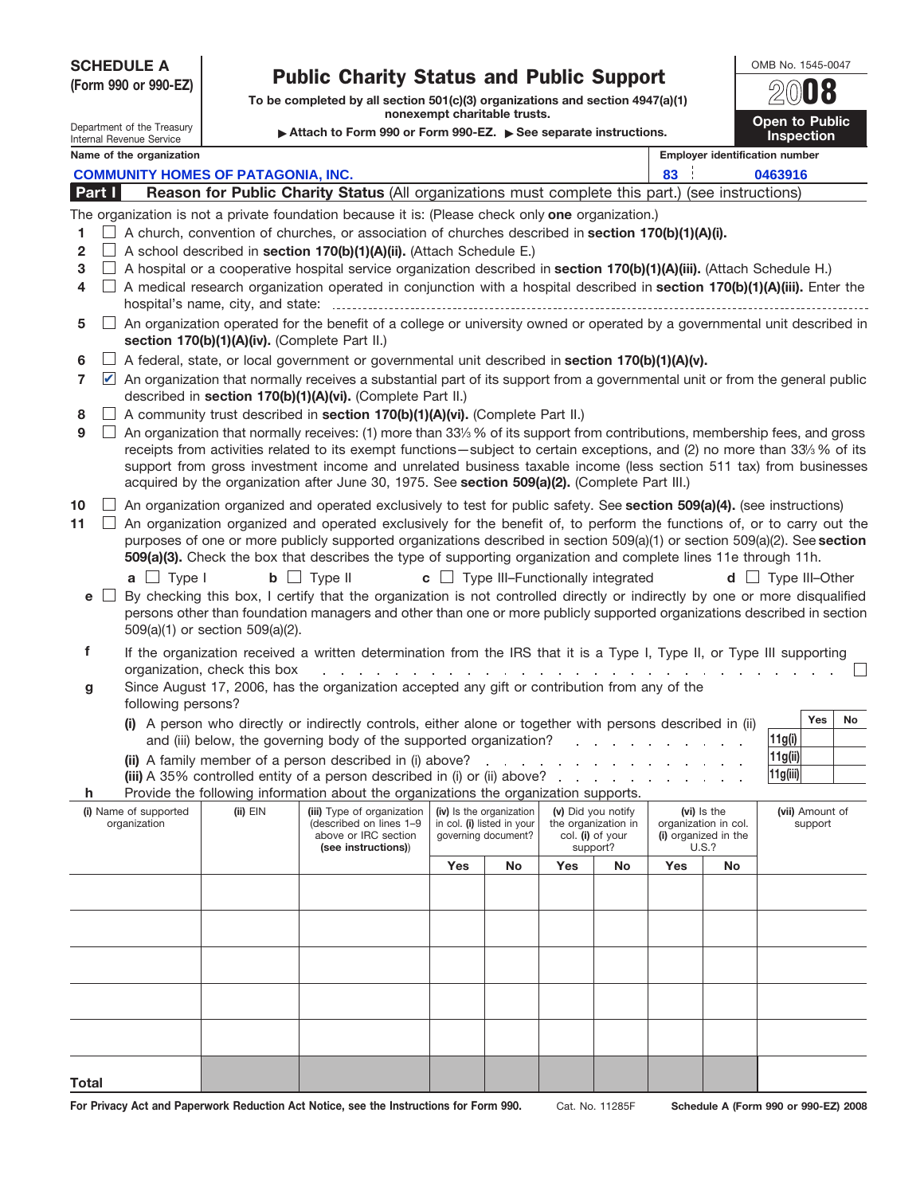**SCHEDULE A (Form 990 or 990-EZ)**

Department of the Treasury
Internal Revenue Service

# Public Charity Status and Public Support

**To be completed by all section 501(c)(3) organizations and section 4947(a)(1) nonexempt charitable trusts.**

▶ Attach to Form 990 or Form 990-EZ. ▶ See separate instructions.

OMB No. 1545-0047

**2008**

**Open to Public Inspection**

Name of the organization: **COMMUNITY HOMES OF PATAGONIA, INC.**

Employer identification number: **83 0463916**

## Part I Reason for Public Charity Status (All organizations must complete this part.) (see instructions)

The organization is not a private foundation because it is: (Please check only **one** organization.)

1. ☐ A church, convention of churches, or association of churches described in **section 170(b)(1)(A)(i).**
2. ☐ A school described in **section 170(b)(1)(A)(ii).** (Attach Schedule E.)
3. ☐ A hospital or a cooperative hospital service organization described in **section 170(b)(1)(A)(iii).** (Attach Schedule H.)
4. ☐ A medical research organization operated in conjunction with a hospital described in **section 170(b)(1)(A)(iii).** Enter the hospital's name, city, and state: ____________
5. ☐ An organization operated for the benefit of a college or university owned or operated by a governmental unit described in **section 170(b)(1)(A)(iv).** (Complete Part II.)
6. ☐ A federal, state, or local government or governmental unit described in **section 170(b)(1)(A)(v).**
7. ☑ An organization that normally receives a substantial part of its support from a governmental unit or from the general public described in **section 170(b)(1)(A)(vi).** (Complete Part II.)
8. ☐ A community trust described in **section 170(b)(1)(A)(vi).** (Complete Part II.)
9. ☐ An organization that normally receives: (1) more than 33⅓ % of its support from contributions, membership fees, and gross receipts from activities related to its exempt functions—subject to certain exceptions, and (2) no more than 33⅓ % of its support from gross investment income and unrelated business taxable income (less section 511 tax) from businesses acquired by the organization after June 30, 1975. See **section 509(a)(2).** (Complete Part III.)
10. ☐ An organization organized and operated exclusively to test for public safety. See **section 509(a)(4).** (see instructions)
11. ☐ An organization organized and operated exclusively for the benefit of, to perform the functions of, or to carry out the purposes of one or more publicly supported organizations described in section 509(a)(1) or section 509(a)(2). See **section 509(a)(3).** Check the box that describes the type of supporting organization and complete lines 11e through 11h.

   **a** ☐ Type I  **b** ☐ Type II  **c** ☐ Type III–Functionally integrated  **d** ☐ Type III–Other

   **e** ☐ By checking this box, I certify that the organization is not controlled directly or indirectly by one or more disqualified persons other than foundation managers and other than one or more publicly supported organizations described in section 509(a)(1) or section 509(a)(2).

   **f** If the organization received a written determination from the IRS that it is a Type I, Type II, or Type III supporting organization, check this box ☐

   **g** Since August 17, 2006, has the organization accepted any gift or contribution from any of the following persons?

| | | Yes | No |
|---|---|---|---|
| **(i)** A person who directly or indirectly controls, either alone or together with persons described in (ii) and (iii) below, the governing body of the supported organization? | 11g(i) | | |
| **(ii)** A family member of a person described in (i) above? | 11g(ii) | | |
| **(iii)** A 35% controlled entity of a person described in (i) or (ii) above? | 11g(iii) | | |

   **h** Provide the following information about the organizations the organization supports.

| (i) Name of supported organization | (ii) EIN | (iii) Type of organization (described on lines 1–9 above or IRC section (see instructions)) | (iv) Is the organization in col. (i) listed in your governing document? | | (v) Did you notify the organization in col. (i) of your support? | | (vi) Is the organization in col. (i) organized in the U.S.? | | (vii) Amount of support |
|---|---|---|---|---|---|---|---|---|---|
| | | | Yes | No | Yes | No | Yes | No | |
| | | | | | | | | | |
| | | | | | | | | | |
| | | | | | | | | | |
| | | | | | | | | | |
| | | | | | | | | | |
| **Total** | | | | | | | | | |

**For Privacy Act and Paperwork Reduction Act Notice, see the Instructions for Form 990.** Cat. No. 11285F **Schedule A (Form 990 or 990-EZ) 2008**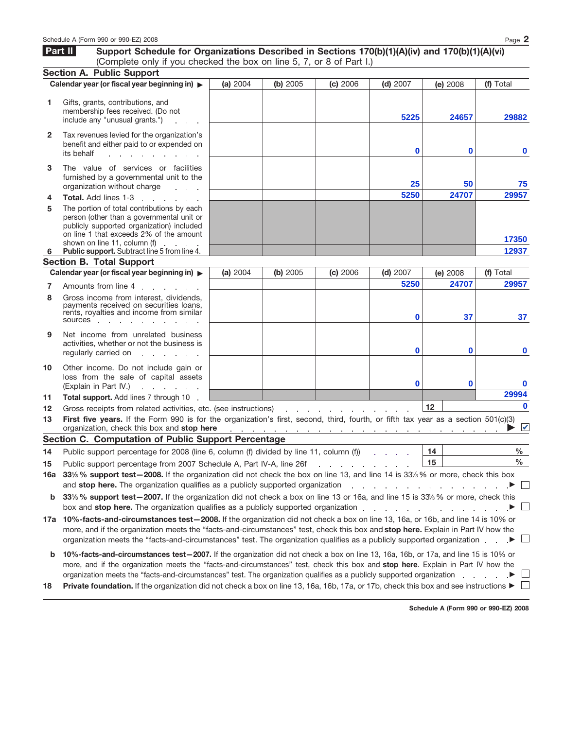## Part II Support Schedule for Organizations Described in Sections 170(b)(1)(A)(iv) and 170(b)(1)(A)(vi)

(Complete only if you checked the box on line 5, 7, or 8 of Part I.)

### Section A. Public Support

| | Calendar year (or fiscal year beginning in) ▶ | (a) 2004 | (b) 2005 | (c) 2006 | (d) 2007 | (e) 2008 | (f) Total |
|---|---|---|---|---|---|---|---|
| 1 | Gifts, grants, contributions, and membership fees received. (Do not include any "unusual grants.") | | | | 5225 | 24657 | 29882 |
| 2 | Tax revenues levied for the organization's benefit and either paid to or expended on its behalf | | | | 0 | 0 | 0 |
| 3 | The value of services or facilities furnished by a governmental unit to the organization without charge | | | | 25 | 50 | 75 |
| 4 | **Total.** Add lines 1-3 | | | | 5250 | 24707 | 29957 |
| 5 | The portion of total contributions by each person (other than a governmental unit or publicly supported organization) included on line 1 that exceeds 2% of the amount shown on line 11, column (f) | | | | | | 17350 |
| 6 | **Public support.** Subtract line 5 from line 4. | | | | | | 12937 |

### Section B. Total Support

| | Calendar year (or fiscal year beginning in) ▶ | (a) 2004 | (b) 2005 | (c) 2006 | (d) 2007 | (e) 2008 | (f) Total |
|---|---|---|---|---|---|---|---|
| 7 | Amounts from line 4 | | | | 5250 | 24707 | 29957 |
| 8 | Gross income from interest, dividends, payments received on securities loans, rents, royalties and income from similar sources | | | | 0 | 37 | 37 |
| 9 | Net income from unrelated business activities, whether or not the business is regularly carried on | | | | 0 | 0 | 0 |
| 10 | Other income. Do not include gain or loss from the sale of capital assets (Explain in Part IV.) | | | | 0 | 0 | 0 |
| 11 | **Total support.** Add lines 7 through 10 | | | | | | 29994 |

12 Gross receipts from related activities, etc. (see instructions) . . . 12 0

13 **First five years.** If the Form 990 is for the organization's first, second, third, fourth, or fifth tax year as a section 501(c)(3) organization, check this box and **stop here** ▶ ☑

### Section C. Computation of Public Support Percentage

14 Public support percentage for 2008 (line 6, column (f) divided by line 11, column (f)) . . . 14 %

15 Public support percentage from 2007 Schedule A, Part IV-A, line 26f . . . 15 %

16a **33⅓% support test—2008.** If the organization did not check the box on line 13, and line 14 is 33⅓% or more, check this box and **stop here.** The organization qualifies as a publicly supported organization ▶ ☐

b **33⅓% support test—2007.** If the organization did not check a box on line 13 or 16a, and line 15 is 33⅓% or more, check this box and **stop here.** The organization qualifies as a publicly supported organization ▶ ☐

17a **10%-facts-and-circumstances test—2008.** If the organization did not check a box on line 13, 16a, or 16b, and line 14 is 10% or more, and if the organization meets the "facts-and-circumstances" test, check this box and **stop here.** Explain in Part IV how the organization meets the "facts-and-circumstances" test. The organization qualifies as a publicly supported organization ▶ ☐

b **10%-facts-and-circumstances test—2007.** If the organization did not check a box on line 13, 16a, 16b, or 17a, and line 15 is 10% or more, and if the organization meets the "facts-and-circumstances" test, check this box and **stop here**. Explain in Part IV how the organization meets the "facts-and-circumstances" test. The organization qualifies as a publicly supported organization ▶ ☐

18 **Private foundation.** If the organization did not check a box on line 13, 16a, 16b, 17a, or 17b, check this box and see instructions ▶ ☐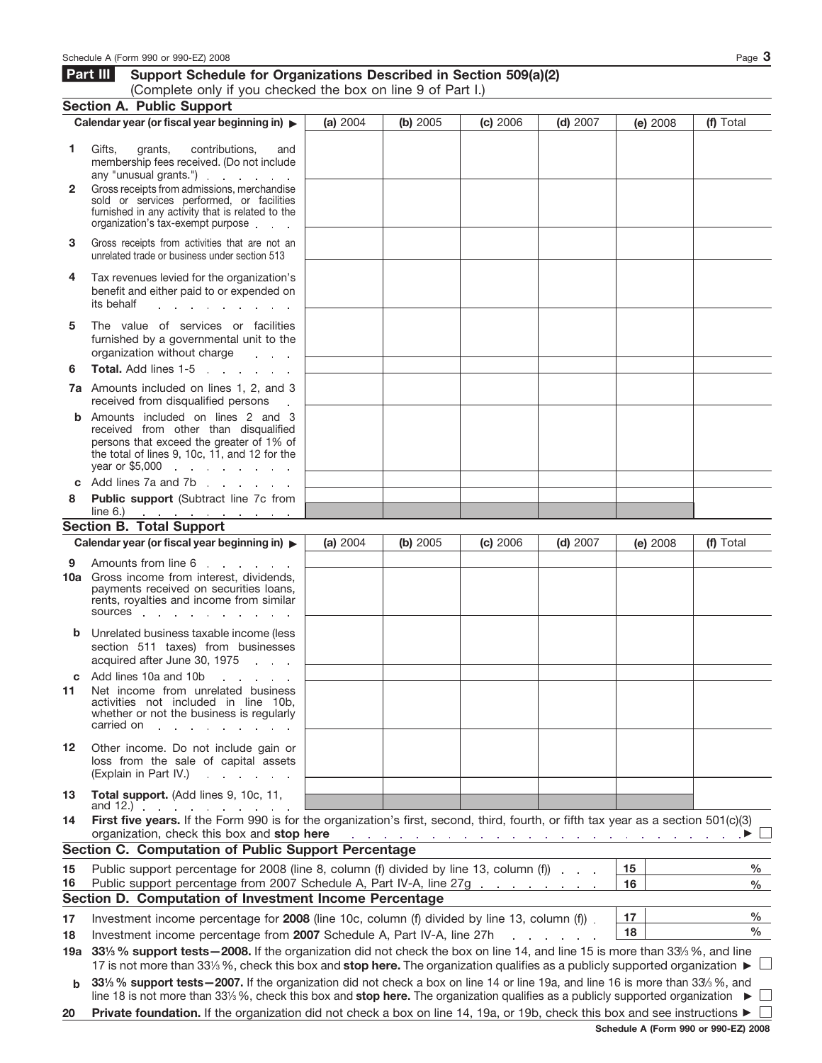## Part III Support Schedule for Organizations Described in Section 509(a)(2)

(Complete only if you checked the box on line 9 of Part I.)

### Section A. Public Support

| Calendar year (or fiscal year beginning in) ▶ | (a) 2004 | (b) 2005 | (c) 2006 | (d) 2007 | (e) 2008 | (f) Total |
|---|---|---|---|---|---|---|
| **1** Gifts, grants, contributions, and membership fees received. (Do not include any "unusual grants.") | | | | | | |
| **2** Gross receipts from admissions, merchandise sold or services performed, or facilities furnished in any activity that is related to the organization's tax-exempt purpose | | | | | | |
| **3** Gross receipts from activities that are not an unrelated trade or business under section 513 | | | | | | |
| **4** Tax revenues levied for the organization's benefit and either paid to or expended on its behalf | | | | | | |
| **5** The value of services or facilities furnished by a governmental unit to the organization without charge | | | | | | |
| **6** **Total.** Add lines 1-5 | | | | | | |
| **7a** Amounts included on lines 1, 2, and 3 received from disqualified persons | | | | | | |
| **b** Amounts included on lines 2 and 3 received from other than disqualified persons that exceed the greater of 1% of the total of lines 9, 10c, 11, and 12 for the year or $5,000 | | | | | | |
| **c** Add lines 7a and 7b | | | | | | |
| **8** **Public support** (Subtract line 7c from line 6.) | | | | | | |

### Section B. Total Support

| Calendar year (or fiscal year beginning in) ▶ | (a) 2004 | (b) 2005 | (c) 2006 | (d) 2007 | (e) 2008 | (f) Total |
|---|---|---|---|---|---|---|
| **9** Amounts from line 6 | | | | | | |
| **10a** Gross income from interest, dividends, payments received on securities loans, rents, royalties and income from similar sources | | | | | | |
| **b** Unrelated business taxable income (less section 511 taxes) from businesses acquired after June 30, 1975 | | | | | | |
| **c** Add lines 10a and 10b | | | | | | |
| **11** Net income from unrelated business activities not included in line 10b, whether or not the business is regularly carried on | | | | | | |
| **12** Other income. Do not include gain or loss from the sale of capital assets (Explain in Part IV.) | | | | | | |
| **13** **Total support.** (Add lines 9, 10c, 11, and 12.) | | | | | | |

**14** **First five years.** If the Form 990 is for the organization's first, second, third, fourth, or fifth tax year as a section 501(c)(3) organization, check this box and **stop here** ▶ ☐

### Section C. Computation of Public Support Percentage

| | | | |
|---|---|---|---|
| **15** | Public support percentage for 2008 (line 8, column (f) divided by line 13, column (f)) | 15 | % |
| **16** | Public support percentage from 2007 Schedule A, Part IV-A, line 27g | 16 | % |

### Section D. Computation of Investment Income Percentage

| | | | |
|---|---|---|---|
| **17** | Investment income percentage for **2008** (line 10c, column (f) divided by line 13, column (f)) | 17 | % |
| **18** | Investment income percentage from **2007** Schedule A, Part IV-A, line 27h | 18 | % |

**19a** **33⅓ % support tests—2008.** If the organization did not check the box on line 14, and line 15 is more than 33⅓ %, and line 17 is not more than 33⅓ %, check this box and **stop here.** The organization qualifies as a publicly supported organization ▶ ☐

**b** **33⅓ % support tests—2007.** If the organization did not check a box on line 14 or line 19a, and line 16 is more than 33⅓ %, and line 18 is not more than 33⅓ %, check this box and **stop here.** The organization qualifies as a publicly supported organization ▶ ☐

**20** **Private foundation.** If the organization did not check a box on line 14, 19a, or 19b, check this box and see instructions ▶ ☐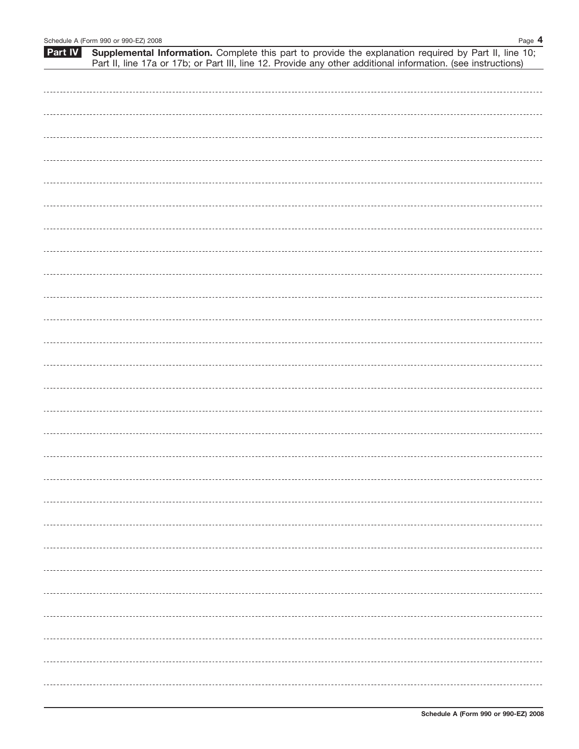**Part IV** **Supplemental Information.** Complete this part to provide the explanation required by Part II, line 10; Part II, line 17a or 17b; or Part III, line 12. Provide any other additional information. (see instructions)